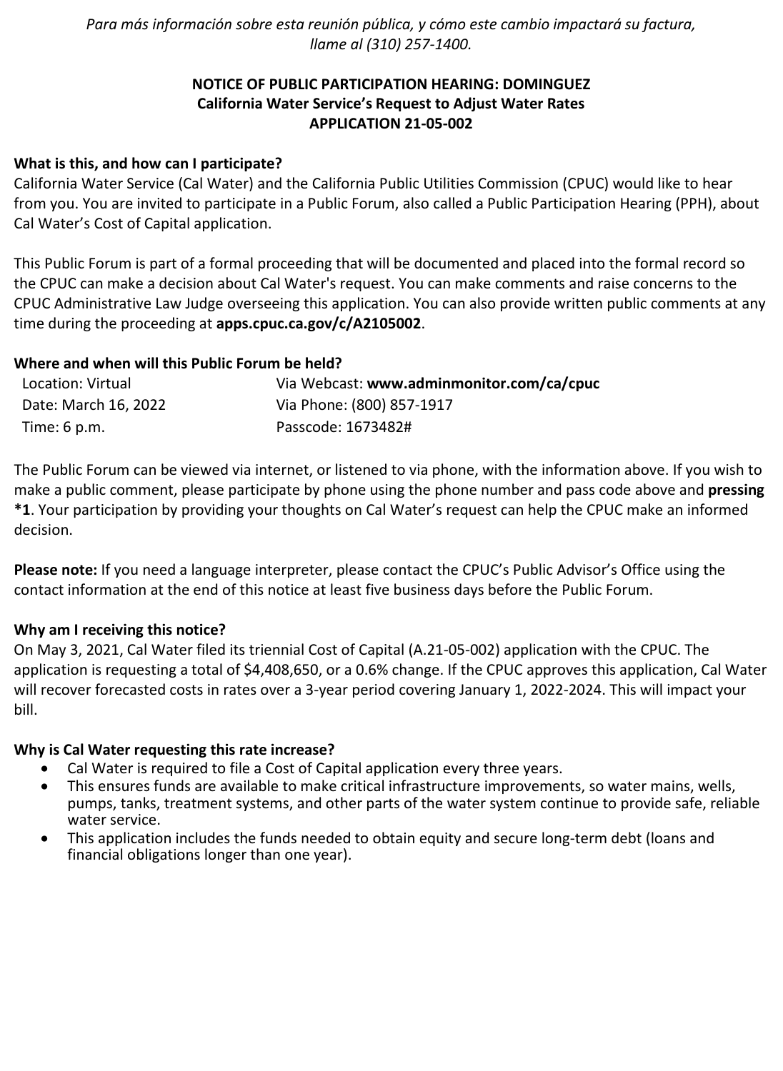*Para más información sobre esta reunión pública, y cómo este cambio impactará su factura, llame al (310) 257-1400.*

**NOTICE OF PUBLIC PARTICIPATION HEARING: DOMINGUEZ**
**California Water Service's Request to Adjust Water Rates**
**APPLICATION 21-05-002**

**What is this, and how can I participate?**

California Water Service (Cal Water) and the California Public Utilities Commission (CPUC) would like to hear from you. You are invited to participate in a Public Forum, also called a Public Participation Hearing (PPH), about Cal Water's Cost of Capital application.

This Public Forum is part of a formal proceeding that will be documented and placed into the formal record so the CPUC can make a decision about Cal Water's request. You can make comments and raise concerns to the CPUC Administrative Law Judge overseeing this application. You can also provide written public comments at any time during the proceeding at **apps.cpuc.ca.gov/c/A2105002**.

**Where and when will this Public Forum be held?**

| | |
|---|---|
| Location: Virtual | Via Webcast: **www.adminmonitor.com/ca/cpuc** |
| Date: March 16, 2022 | Via Phone: (800) 857-1917 |
| Time: 6 p.m. | Passcode: 1673482# |

The Public Forum can be viewed via internet, or listened to via phone, with the information above. If you wish to make a public comment, please participate by phone using the phone number and pass code above and **pressing *1**. Your participation by providing your thoughts on Cal Water's request can help the CPUC make an informed decision.

**Please note:** If you need a language interpreter, please contact the CPUC's Public Advisor's Office using the contact information at the end of this notice at least five business days before the Public Forum.

**Why am I receiving this notice?**

On May 3, 2021, Cal Water filed its triennial Cost of Capital (A.21-05-002) application with the CPUC. The application is requesting a total of $4,408,650, or a 0.6% change. If the CPUC approves this application, Cal Water will recover forecasted costs in rates over a 3-year period covering January 1, 2022-2024. This will impact your bill.

**Why is Cal Water requesting this rate increase?**

- Cal Water is required to file a Cost of Capital application every three years.
- This ensures funds are available to make critical infrastructure improvements, so water mains, wells, pumps, tanks, treatment systems, and other parts of the water system continue to provide safe, reliable water service.
- This application includes the funds needed to obtain equity and secure long-term debt (loans and financial obligations longer than one year).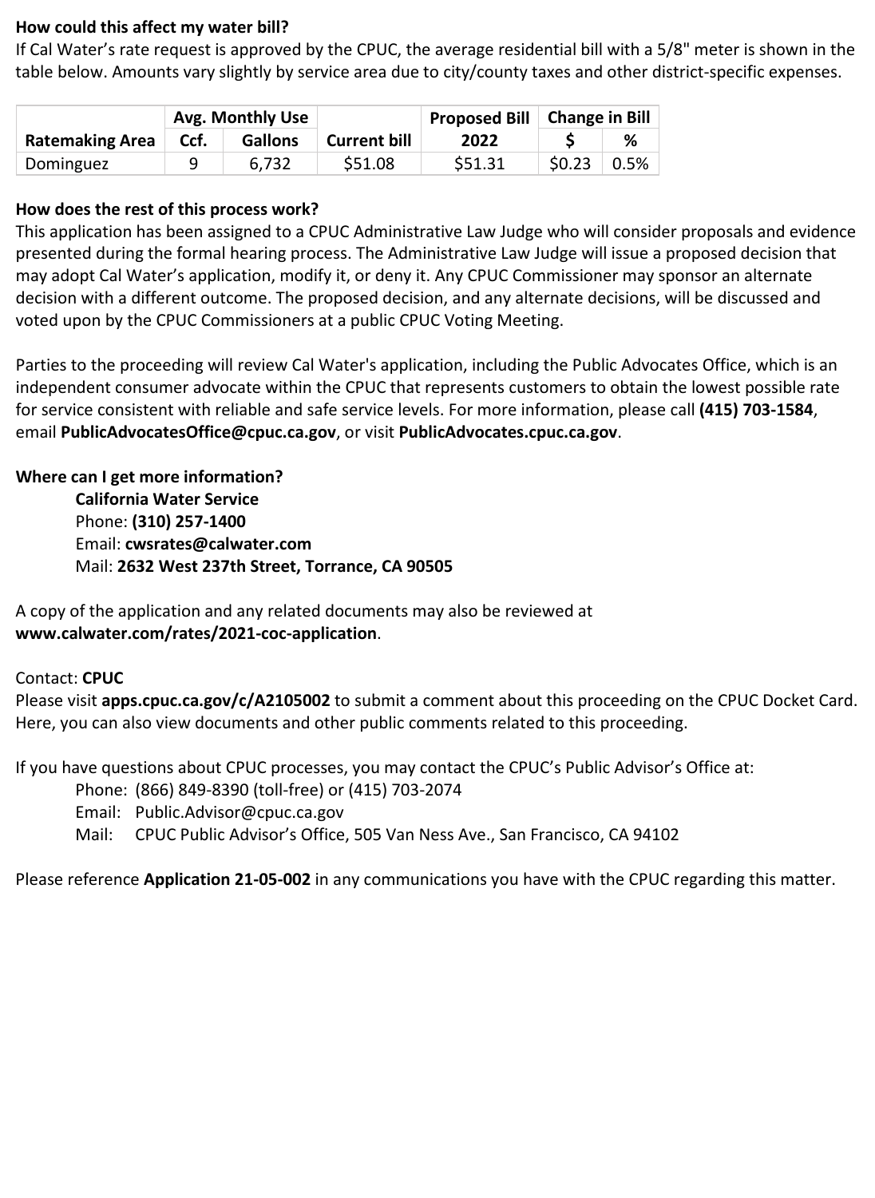**How could this affect my water bill?**

If Cal Water's rate request is approved by the CPUC, the average residential bill with a 5/8" meter is shown in the table below. Amounts vary slightly by service area due to city/county taxes and other district-specific expenses.

| | Avg. Monthly Use | | | Proposed Bill | Change in Bill | |
|---|---|---|---|---|---|---|
| **Ratemaking Area** | **Ccf.** | **Gallons** | **Current bill** | **2022** | **$** | **%** |
| Dominguez | 9 | 6,732 | $51.08 | $51.31 | $0.23 | 0.5% |

**How does the rest of this process work?**

This application has been assigned to a CPUC Administrative Law Judge who will consider proposals and evidence presented during the formal hearing process. The Administrative Law Judge will issue a proposed decision that may adopt Cal Water's application, modify it, or deny it. Any CPUC Commissioner may sponsor an alternate decision with a different outcome. The proposed decision, and any alternate decisions, will be discussed and voted upon by the CPUC Commissioners at a public CPUC Voting Meeting.

Parties to the proceeding will review Cal Water's application, including the Public Advocates Office, which is an independent consumer advocate within the CPUC that represents customers to obtain the lowest possible rate for service consistent with reliable and safe service levels. For more information, please call **(415) 703-1584**, email **PublicAdvocatesOffice@cpuc.ca.gov**, or visit **PublicAdvocates.cpuc.ca.gov**.

**Where can I get more information?**

**California Water Service**
Phone: **(310) 257-1400**
Email: **cwsrates@calwater.com**
Mail: **2632 West 237th Street, Torrance, CA 90505**

A copy of the application and any related documents may also be reviewed at **www.calwater.com/rates/2021-coc-application**.

Contact: **CPUC**
Please visit **apps.cpuc.ca.gov/c/A2105002** to submit a comment about this proceeding on the CPUC Docket Card. Here, you can also view documents and other public comments related to this proceeding.

If you have questions about CPUC processes, you may contact the CPUC's Public Advisor's Office at:

Phone: (866) 849-8390 (toll-free) or (415) 703-2074
Email: Public.Advisor@cpuc.ca.gov
Mail: CPUC Public Advisor's Office, 505 Van Ness Ave., San Francisco, CA 94102

Please reference **Application 21-05-002** in any communications you have with the CPUC regarding this matter.